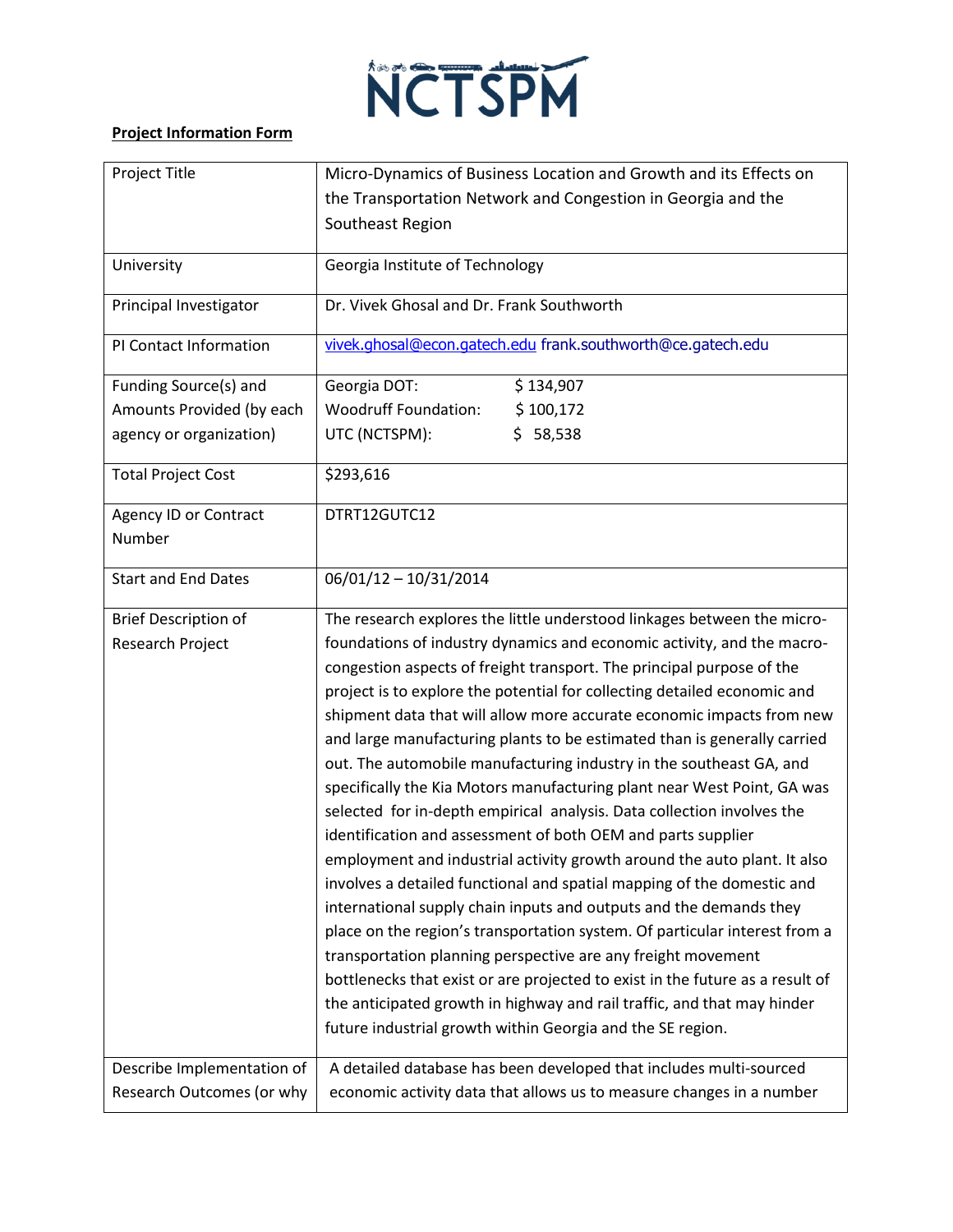NCTSPM

**Project Information Form**

| Project Title | Micro-Dynamics of Business Location and Growth and its Effects on the Transportation Network and Congestion in Georgia and the Southeast Region |
|---|---|
| University | Georgia Institute of Technology |
| Principal Investigator | Dr. Vivek Ghosal and Dr. Frank Southworth |
| PI Contact Information | vivek.ghosal@econ.gatech.edu frank.southworth@ce.gatech.edu |
| Funding Source(s) and Amounts Provided (by each agency or organization) | Georgia DOT: $ 134,907<br>Woodruff Foundation: $ 100,172<br>UTC (NCTSPM): $ 58,538 |
| Total Project Cost | $293,616 |
| Agency ID or Contract Number | DTRT12GUTC12 |
| Start and End Dates | 06/01/12 – 10/31/2014 |
| Brief Description of Research Project | The research explores the little understood linkages between the micro-foundations of industry dynamics and economic activity, and the macro-congestion aspects of freight transport. The principal purpose of the project is to explore the potential for collecting detailed economic and shipment data that will allow more accurate economic impacts from new and large manufacturing plants to be estimated than is generally carried out. The automobile manufacturing industry in the southeast GA, and specifically the Kia Motors manufacturing plant near West Point, GA was selected for in-depth empirical analysis. Data collection involves the identification and assessment of both OEM and parts supplier employment and industrial activity growth around the auto plant. It also involves a detailed functional and spatial mapping of the domestic and international supply chain inputs and outputs and the demands they place on the region's transportation system. Of particular interest from a transportation planning perspective are any freight movement bottlenecks that exist or are projected to exist in the future as a result of the anticipated growth in highway and rail traffic, and that may hinder future industrial growth within Georgia and the SE region. |
| Describe Implementation of Research Outcomes (or why | A detailed database has been developed that includes multi-sourced economic activity data that allows us to measure changes in a number |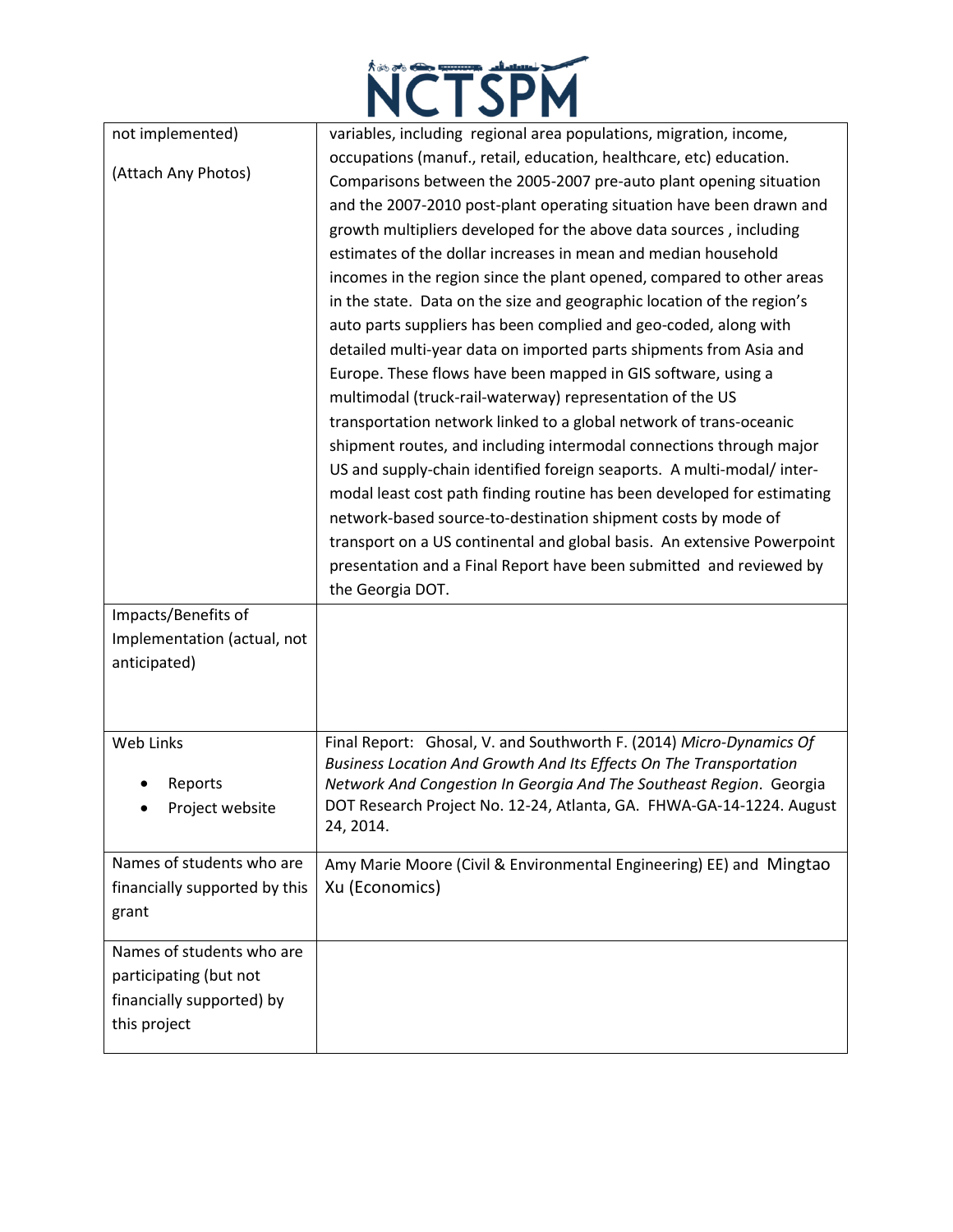| | |
|---|---|
| not implemented)<br><br>(Attach Any Photos) | variables, including regional area populations, migration, income, occupations (manuf., retail, education, healthcare, etc) education. Comparisons between the 2005-2007 pre-auto plant opening situation and the 2007-2010 post-plant operating situation have been drawn and growth multipliers developed for the above data sources , including estimates of the dollar increases in mean and median household incomes in the region since the plant opened, compared to other areas in the state. Data on the size and geographic location of the region's auto parts suppliers has been complied and geo-coded, along with detailed multi-year data on imported parts shipments from Asia and Europe. These flows have been mapped in GIS software, using a multimodal (truck-rail-waterway) representation of the US transportation network linked to a global network of trans-oceanic shipment routes, and including intermodal connections through major US and supply-chain identified foreign seaports. A multi-modal/ inter-modal least cost path finding routine has been developed for estimating network-based source-to-destination shipment costs by mode of transport on a US continental and global basis. An extensive Powerpoint presentation and a Final Report have been submitted and reviewed by the Georgia DOT. |
| Impacts/Benefits of Implementation (actual, not anticipated) | |
| Web Links<br><br>• Reports<br>• Project website | Final Report: Ghosal, V. and Southworth F. (2014) *Micro-Dynamics Of Business Location And Growth And Its Effects On The Transportation Network And Congestion In Georgia And The Southeast Region*. Georgia DOT Research Project No. 12-24, Atlanta, GA. FHWA-GA-14-1224. August 24, 2014. |
| Names of students who are financially supported by this grant | Amy Marie Moore (Civil & Environmental Engineering) EE) and Mingtao Xu (Economics) |
| Names of students who are participating (but not financially supported) by this project | |